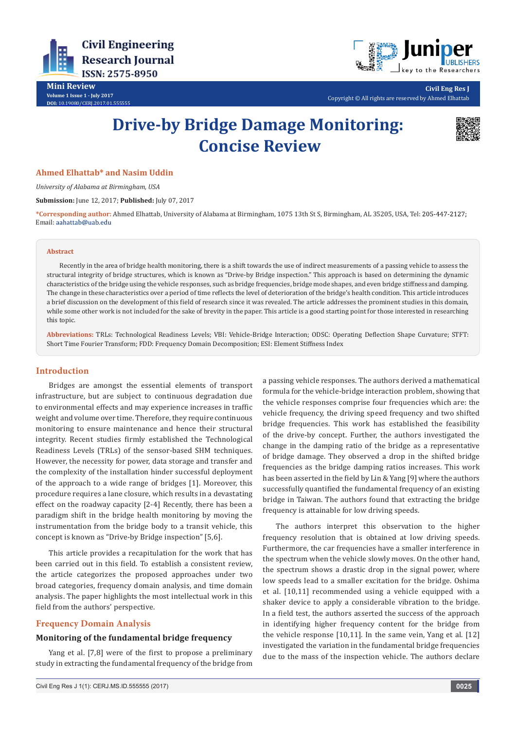Mini Review

Volume 1 Issue 1 - July 2017

DOI: 10.19080/CERJ.2017.01.555555

Civil Eng Res J

Copyright © All rights are reserved by Ahmed Elhattab

# Drive-by Bridge Damage Monitoring: Concise Review

**Ahmed Elhattab\* and Nasim Uddin**

*University of Alabama at Birmingham, USA*

**Submission:** June 12, 2017; **Published:** July 07, 2017

**\*Corresponding author:** Ahmed Elhattab, University of Alabama at Birmingham, 1075 13th St S, Birmingham, AL 35205, USA, Tel: 205-447-2127; Email: aahattab@uab.edu

## Abstract

Recently in the area of bridge health monitoring, there is a shift towards the use of indirect measurements of a passing vehicle to assess the structural integrity of bridge structures, which is known as "Drive-by Bridge inspection." This approach is based on determining the dynamic characteristics of the bridge using the vehicle responses, such as bridge frequencies, bridge mode shapes, and even bridge stiffness and damping. The change in these characteristics over a period of time reflects the level of deterioration of the bridge's health condition. This article introduces a brief discussion on the development of this field of research since it was revealed. The article addresses the prominent studies in this domain, while some other work is not included for the sake of brevity in the paper. This article is a good starting point for those interested in researching this topic.

**Abbreviations:** TRLs: Technological Readiness Levels; VBI: Vehicle-Bridge Interaction; ODSC: Operating Deflection Shape Curvature; STFT: Short Time Fourier Transform; FDD: Frequency Domain Decomposition; ESI: Element Stiffness Index

## Introduction

Bridges are amongst the essential elements of transport infrastructure, but are subject to continuous degradation due to environmental effects and may experience increases in traffic weight and volume over time. Therefore, they require continuous monitoring to ensure maintenance and hence their structural integrity. Recent studies firmly established the Technological Readiness Levels (TRLs) of the sensor-based SHM techniques. However, the necessity for power, data storage and transfer and the complexity of the installation hinder successful deployment of the approach to a wide range of bridges [1]. Moreover, this procedure requires a lane closure, which results in a devastating effect on the roadway capacity [2-4] Recently, there has been a paradigm shift in the bridge health monitoring by moving the instrumentation from the bridge body to a transit vehicle, this concept is known as "Drive-by Bridge inspection" [5,6].

This article provides a recapitulation for the work that has been carried out in this field. To establish a consistent review, the article categorizes the proposed approaches under two broad categories, frequency domain analysis, and time domain analysis. The paper highlights the most intellectual work in this field from the authors' perspective.

## Frequency Domain Analysis

### Monitoring of the fundamental bridge frequency

Yang et al. [7,8] were of the first to propose a preliminary study in extracting the fundamental frequency of the bridge from a passing vehicle responses. The authors derived a mathematical formula for the vehicle-bridge interaction problem, showing that the vehicle responses comprise four frequencies which are: the vehicle frequency, the driving speed frequency and two shifted bridge frequencies. This work has established the feasibility of the drive-by concept. Further, the authors investigated the change in the damping ratio of the bridge as a representative of bridge damage. They observed a drop in the shifted bridge frequencies as the bridge damping ratios increases. This work has been asserted in the field by Lin & Yang [9] where the authors successfully quantified the fundamental frequency of an existing bridge in Taiwan. The authors found that extracting the bridge frequency is attainable for low driving speeds.

The authors interpret this observation to the higher frequency resolution that is obtained at low driving speeds. Furthermore, the car frequencies have a smaller interference in the spectrum when the vehicle slowly moves. On the other hand, the spectrum shows a drastic drop in the signal power, where low speeds lead to a smaller excitation for the bridge. Oshima et al. [10,11] recommended using a vehicle equipped with a shaker device to apply a considerable vibration to the bridge. In a field test, the authors asserted the success of the approach in identifying higher frequency content for the bridge from the vehicle response [10,11]. In the same vein, Yang et al. [12] investigated the variation in the fundamental bridge frequencies due to the mass of the inspection vehicle. The authors declare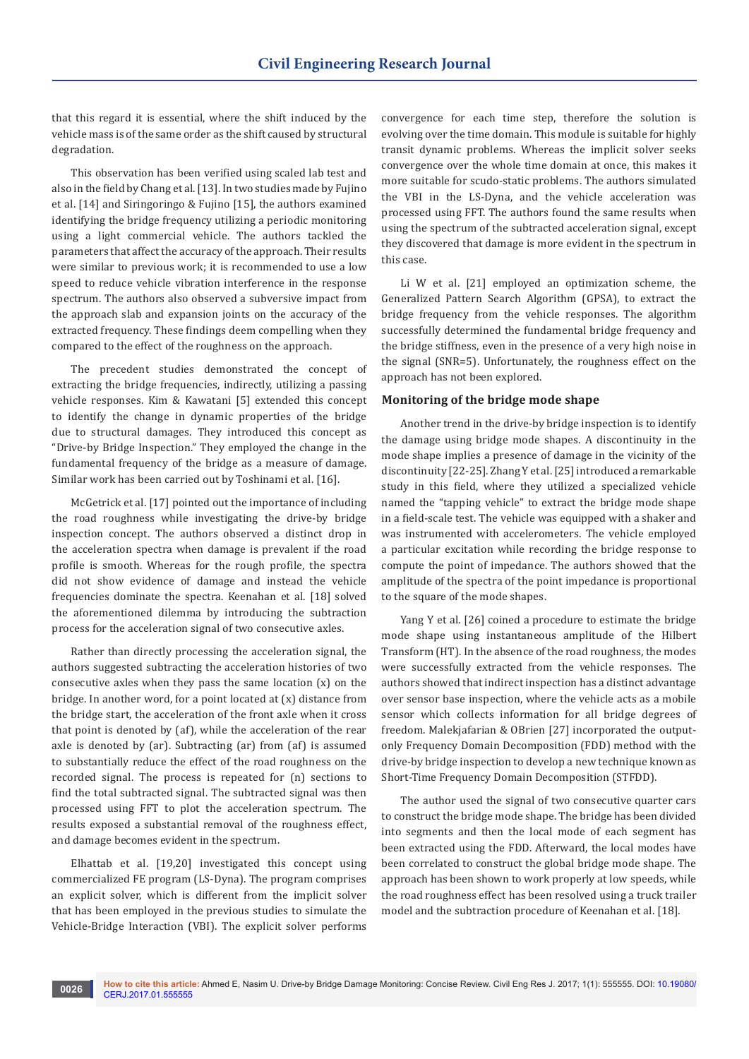that this regard it is essential, where the shift induced by the vehicle mass is of the same order as the shift caused by structural degradation.

This observation has been verified using scaled lab test and also in the field by Chang et al. [13]. In two studies made by Fujino et al. [14] and Siringoringo & Fujino [15], the authors examined identifying the bridge frequency utilizing a periodic monitoring using a light commercial vehicle. The authors tackled the parameters that affect the accuracy of the approach. Their results were similar to previous work; it is recommended to use a low speed to reduce vehicle vibration interference in the response spectrum. The authors also observed a subversive impact from the approach slab and expansion joints on the accuracy of the extracted frequency. These findings deem compelling when they compared to the effect of the roughness on the approach.

The precedent studies demonstrated the concept of extracting the bridge frequencies, indirectly, utilizing a passing vehicle responses. Kim & Kawatani [5] extended this concept to identify the change in dynamic properties of the bridge due to structural damages. They introduced this concept as "Drive-by Bridge Inspection." They employed the change in the fundamental frequency of the bridge as a measure of damage. Similar work has been carried out by Toshinami et al. [16].

McGetrick et al. [17] pointed out the importance of including the road roughness while investigating the drive-by bridge inspection concept. The authors observed a distinct drop in the acceleration spectra when damage is prevalent if the road profile is smooth. Whereas for the rough profile, the spectra did not show evidence of damage and instead the vehicle frequencies dominate the spectra. Keenahan et al. [18] solved the aforementioned dilemma by introducing the subtraction process for the acceleration signal of two consecutive axles.

Rather than directly processing the acceleration signal, the authors suggested subtracting the acceleration histories of two consecutive axles when they pass the same location (x) on the bridge. In another word, for a point located at (x) distance from the bridge start, the acceleration of the front axle when it cross that point is denoted by (af), while the acceleration of the rear axle is denoted by (ar). Subtracting (ar) from (af) is assumed to substantially reduce the effect of the road roughness on the recorded signal. The process is repeated for (n) sections to find the total subtracted signal. The subtracted signal was then processed using FFT to plot the acceleration spectrum. The results exposed a substantial removal of the roughness effect, and damage becomes evident in the spectrum.

Elhattab et al. [19,20] investigated this concept using commercialized FE program (LS-Dyna). The program comprises an explicit solver, which is different from the implicit solver that has been employed in the previous studies to simulate the Vehicle-Bridge Interaction (VBI). The explicit solver performs convergence for each time step, therefore the solution is evolving over the time domain. This module is suitable for highly transit dynamic problems. Whereas the implicit solver seeks convergence over the whole time domain at once, this makes it more suitable for scudo-static problems. The authors simulated the VBI in the LS-Dyna, and the vehicle acceleration was processed using FFT. The authors found the same results when using the spectrum of the subtracted acceleration signal, except they discovered that damage is more evident in the spectrum in this case.

Li W et al. [21] employed an optimization scheme, the Generalized Pattern Search Algorithm (GPSA), to extract the bridge frequency from the vehicle responses. The algorithm successfully determined the fundamental bridge frequency and the bridge stiffness, even in the presence of a very high noise in the signal (SNR=5). Unfortunately, the roughness effect on the approach has not been explored.

### Monitoring of the bridge mode shape

Another trend in the drive-by bridge inspection is to identify the damage using bridge mode shapes. A discontinuity in the mode shape implies a presence of damage in the vicinity of the discontinuity [22-25]. Zhang Y et al. [25] introduced a remarkable study in this field, where they utilized a specialized vehicle named the "tapping vehicle" to extract the bridge mode shape in a field-scale test. The vehicle was equipped with a shaker and was instrumented with accelerometers. The vehicle employed a particular excitation while recording the bridge response to compute the point of impedance. The authors showed that the amplitude of the spectra of the point impedance is proportional to the square of the mode shapes.

Yang Y et al. [26] coined a procedure to estimate the bridge mode shape using instantaneous amplitude of the Hilbert Transform (HT). In the absence of the road roughness, the modes were successfully extracted from the vehicle responses. The authors showed that indirect inspection has a distinct advantage over sensor base inspection, where the vehicle acts as a mobile sensor which collects information for all bridge degrees of freedom. Malekjafarian & OBrien [27] incorporated the output-only Frequency Domain Decomposition (FDD) method with the drive-by bridge inspection to develop a new technique known as Short-Time Frequency Domain Decomposition (STFDD).

The author used the signal of two consecutive quarter cars to construct the bridge mode shape. The bridge has been divided into segments and then the local mode of each segment has been extracted using the FDD. Afterward, the local modes have been correlated to construct the global bridge mode shape. The approach has been shown to work properly at low speeds, while the road roughness effect has been resolved using a truck trailer model and the subtraction procedure of Keenahan et al. [18].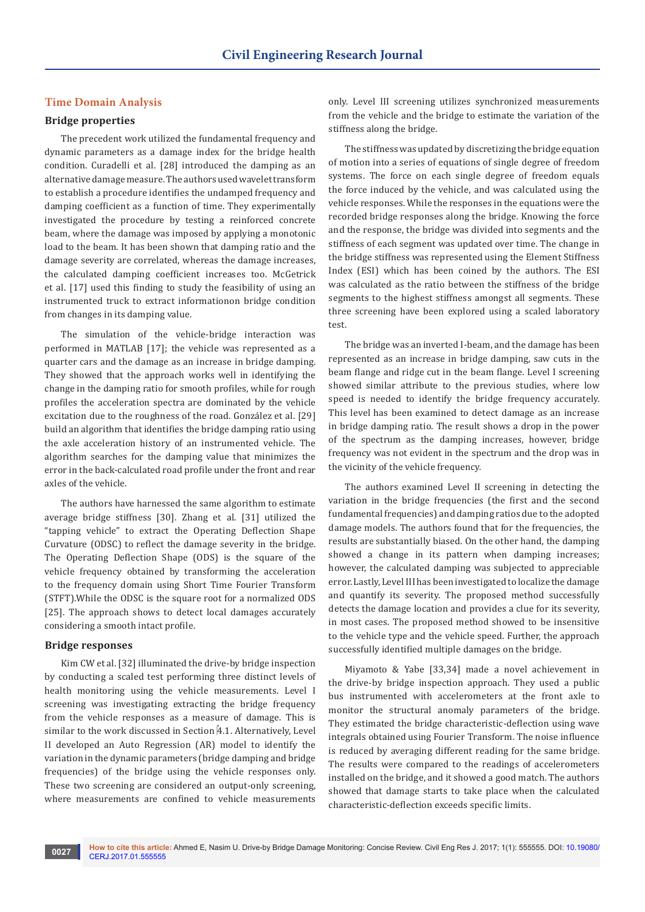## Time Domain Analysis

### Bridge properties

The precedent work utilized the fundamental frequency and dynamic parameters as a damage index for the bridge health condition. Curadelli et al. [28] introduced the damping as an alternative damage measure. The authors used wavelet transform to establish a procedure identifies the undamped frequency and damping coefficient as a function of time. They experimentally investigated the procedure by testing a reinforced concrete beam, where the damage was imposed by applying a monotonic load to the beam. It has been shown that damping ratio and the damage severity are correlated, whereas the damage increases, the calculated damping coefficient increases too. McGetrick et al. [17] used this finding to study the feasibility of using an instrumented truck to extract informationon bridge condition from changes in its damping value.

The simulation of the vehicle-bridge interaction was performed in MATLAB [17]; the vehicle was represented as a quarter cars and the damage as an increase in bridge damping. They showed that the approach works well in identifying the change in the damping ratio for smooth profiles, while for rough profiles the acceleration spectra are dominated by the vehicle excitation due to the roughness of the road. González et al. [29] build an algorithm that identifies the bridge damping ratio using the axle acceleration history of an instrumented vehicle. The algorithm searches for the damping value that minimizes the error in the back-calculated road profile under the front and rear axles of the vehicle.

The authors have harnessed the same algorithm to estimate average bridge stiffness [30]. Zhang et al. [31] utilized the "tapping vehicle" to extract the Operating Deflection Shape Curvature (ODSC) to reflect the damage severity in the bridge. The Operating Deflection Shape (ODS) is the square of the vehicle frequency obtained by transforming the acceleration to the frequency domain using Short Time Fourier Transform (STFT).While the ODSC is the square root for a normalized ODS [25]. The approach shows to detect local damages accurately considering a smooth intact profile.

### Bridge responses

Kim CW et al. [32] illuminated the drive-by bridge inspection by conducting a scaled test performing three distinct levels of health monitoring using the vehicle measurements. Level I screening was investigating extracting the bridge frequency from the vehicle responses as a measure of damage. This is similar to the work discussed in Section 4.1. Alternatively, Level II developed an Auto Regression (AR) model to identify the variation in the dynamic parameters (bridge damping and bridge frequencies) of the bridge using the vehicle responses only. These two screening are considered an output-only screening, where measurements are confined to vehicle measurements only. Level III screening utilizes synchronized measurements from the vehicle and the bridge to estimate the variation of the stiffness along the bridge.

The stiffness was updated by discretizing the bridge equation of motion into a series of equations of single degree of freedom systems. The force on each single degree of freedom equals the force induced by the vehicle, and was calculated using the vehicle responses. While the responses in the equations were the recorded bridge responses along the bridge. Knowing the force and the response, the bridge was divided into segments and the stiffness of each segment was updated over time. The change in the bridge stiffness was represented using the Element Stiffness Index (ESI) which has been coined by the authors. The ESI was calculated as the ratio between the stiffness of the bridge segments to the highest stiffness amongst all segments. These three screening have been explored using a scaled laboratory test.

The bridge was an inverted I-beam, and the damage has been represented as an increase in bridge damping, saw cuts in the beam flange and ridge cut in the beam flange. Level I screening showed similar attribute to the previous studies, where low speed is needed to identify the bridge frequency accurately. This level has been examined to detect damage as an increase in bridge damping ratio. The result shows a drop in the power of the spectrum as the damping increases, however, bridge frequency was not evident in the spectrum and the drop was in the vicinity of the vehicle frequency.

The authors examined Level II screening in detecting the variation in the bridge frequencies (the first and the second fundamental frequencies) and damping ratios due to the adopted damage models. The authors found that for the frequencies, the results are substantially biased. On the other hand, the damping showed a change in its pattern when damping increases; however, the calculated damping was subjected to appreciable error. Lastly, Level III has been investigated to localize the damage and quantify its severity. The proposed method successfully detects the damage location and provides a clue for its severity, in most cases. The proposed method showed to be insensitive to the vehicle type and the vehicle speed. Further, the approach successfully identified multiple damages on the bridge.

Miyamoto & Yabe [33,34] made a novel achievement in the drive-by bridge inspection approach. They used a public bus instrumented with accelerometers at the front axle to monitor the structural anomaly parameters of the bridge. They estimated the bridge characteristic-deflection using wave integrals obtained using Fourier Transform. The noise influence is reduced by averaging different reading for the same bridge. The results were compared to the readings of accelerometers installed on the bridge, and it showed a good match. The authors showed that damage starts to take place when the calculated characteristic-deflection exceeds specific limits.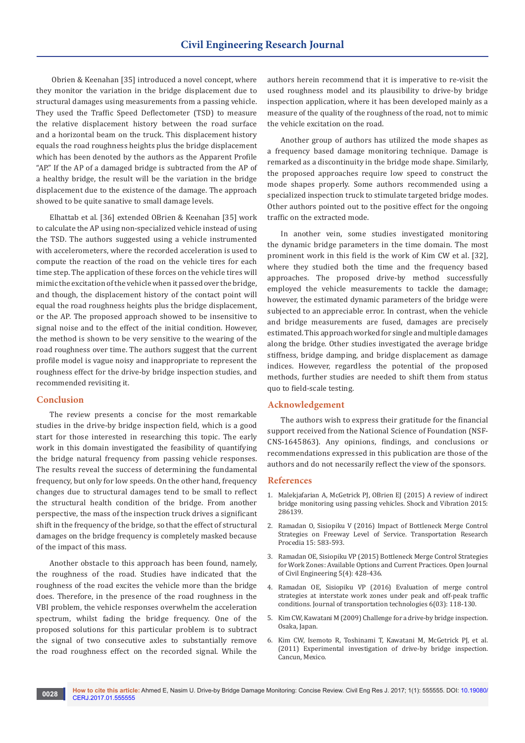Obrien & Keenahan [35] introduced a novel concept, where they monitor the variation in the bridge displacement due to structural damages using measurements from a passing vehicle. They used the Traffic Speed Deflectometer (TSD) to measure the relative displacement history between the road surface and a horizontal beam on the truck. This displacement history equals the road roughness heights plus the bridge displacement which has been denoted by the authors as the Apparent Profile "AP." If the AP of a damaged bridge is subtracted from the AP of a healthy bridge, the result will be the variation in the bridge displacement due to the existence of the damage. The approach showed to be quite sanative to small damage levels.

Elhattab et al. [36] extended OBrien & Keenahan [35] work to calculate the AP using non-specialized vehicle instead of using the TSD. The authors suggested using a vehicle instrumented with accelerometers, where the recorded acceleration is used to compute the reaction of the road on the vehicle tires for each time step. The application of these forces on the vehicle tires will mimic the excitation of the vehicle when it passed over the bridge, and though, the displacement history of the contact point will equal the road roughness heights plus the bridge displacement, or the AP. The proposed approach showed to be insensitive to signal noise and to the effect of the initial condition. However, the method is shown to be very sensitive to the wearing of the road roughness over time. The authors suggest that the current profile model is vague noisy and inappropriate to represent the roughness effect for the drive-by bridge inspection studies, and recommended revisiting it.

## Conclusion

The review presents a concise for the most remarkable studies in the drive-by bridge inspection field, which is a good start for those interested in researching this topic. The early work in this domain investigated the feasibility of quantifying the bridge natural frequency from passing vehicle responses. The results reveal the success of determining the fundamental frequency, but only for low speeds. On the other hand, frequency changes due to structural damages tend to be small to reflect the structural health condition of the bridge. From another perspective, the mass of the inspection truck drives a significant shift in the frequency of the bridge, so that the effect of structural damages on the bridge frequency is completely masked because of the impact of this mass.

Another obstacle to this approach has been found, namely, the roughness of the road. Studies have indicated that the roughness of the road excites the vehicle more than the bridge does. Therefore, in the presence of the road roughness in the VBI problem, the vehicle responses overwhelm the acceleration spectrum, whilst fading the bridge frequency. One of the proposed solutions for this particular problem is to subtract the signal of two consecutive axles to substantially remove the road roughness effect on the recorded signal. While the authors herein recommend that it is imperative to re-visit the used roughness model and its plausibility to drive-by bridge inspection application, where it has been developed mainly as a measure of the quality of the roughness of the road, not to mimic the vehicle excitation on the road.

Another group of authors has utilized the mode shapes as a frequency based damage monitoring technique. Damage is remarked as a discontinuity in the bridge mode shape. Similarly, the proposed approaches require low speed to construct the mode shapes properly. Some authors recommended using a specialized inspection truck to stimulate targeted bridge modes. Other authors pointed out to the positive effect for the ongoing traffic on the extracted mode.

In another vein, some studies investigated monitoring the dynamic bridge parameters in the time domain. The most prominent work in this field is the work of Kim CW et al. [32], where they studied both the time and the frequency based approaches. The proposed drive-by method successfully employed the vehicle measurements to tackle the damage; however, the estimated dynamic parameters of the bridge were subjected to an appreciable error. In contrast, when the vehicle and bridge measurements are fused, damages are precisely estimated. This approach worked for single and multiple damages along the bridge. Other studies investigated the average bridge stiffness, bridge damping, and bridge displacement as damage indices. However, regardless the potential of the proposed methods, further studies are needed to shift them from status quo to field-scale testing.

## Acknowledgement

The authors wish to express their gratitude for the financial support received from the National Science of Foundation (NSF-CNS-1645863). Any opinions, findings, and conclusions or recommendations expressed in this publication are those of the authors and do not necessarily reflect the view of the sponsors.

## References

1. Malekjafarian A, McGetrick PJ, OBrien EJ (2015) A review of indirect bridge monitoring using passing vehicles. Shock and Vibration 2015: 286139.
2. Ramadan O, Sisiopiku V (2016) Impact of Bottleneck Merge Control Strategies on Freeway Level of Service. Transportation Research Procedia 15: 583-593.
3. Ramadan OE, Sisiopiku VP (2015) Bottleneck Merge Control Strategies for Work Zones: Available Options and Current Practices. Open Journal of Civil Engineering 5(4): 428-436.
4. Ramadan OE, Sisiopiku VP (2016) Evaluation of merge control strategies at interstate work zones under peak and off-peak traffic conditions. Journal of transportation technologies 6(03): 118-130.
5. Kim CW, Kawatani M (2009) Challenge for a drive-by bridge inspection. Osaka, Japan.
6. Kim CW, Isemoto R, Toshinami T, Kawatani M, McGetrick PJ, et al. (2011) Experimental investigation of drive-by bridge inspection. Cancun, Mexico.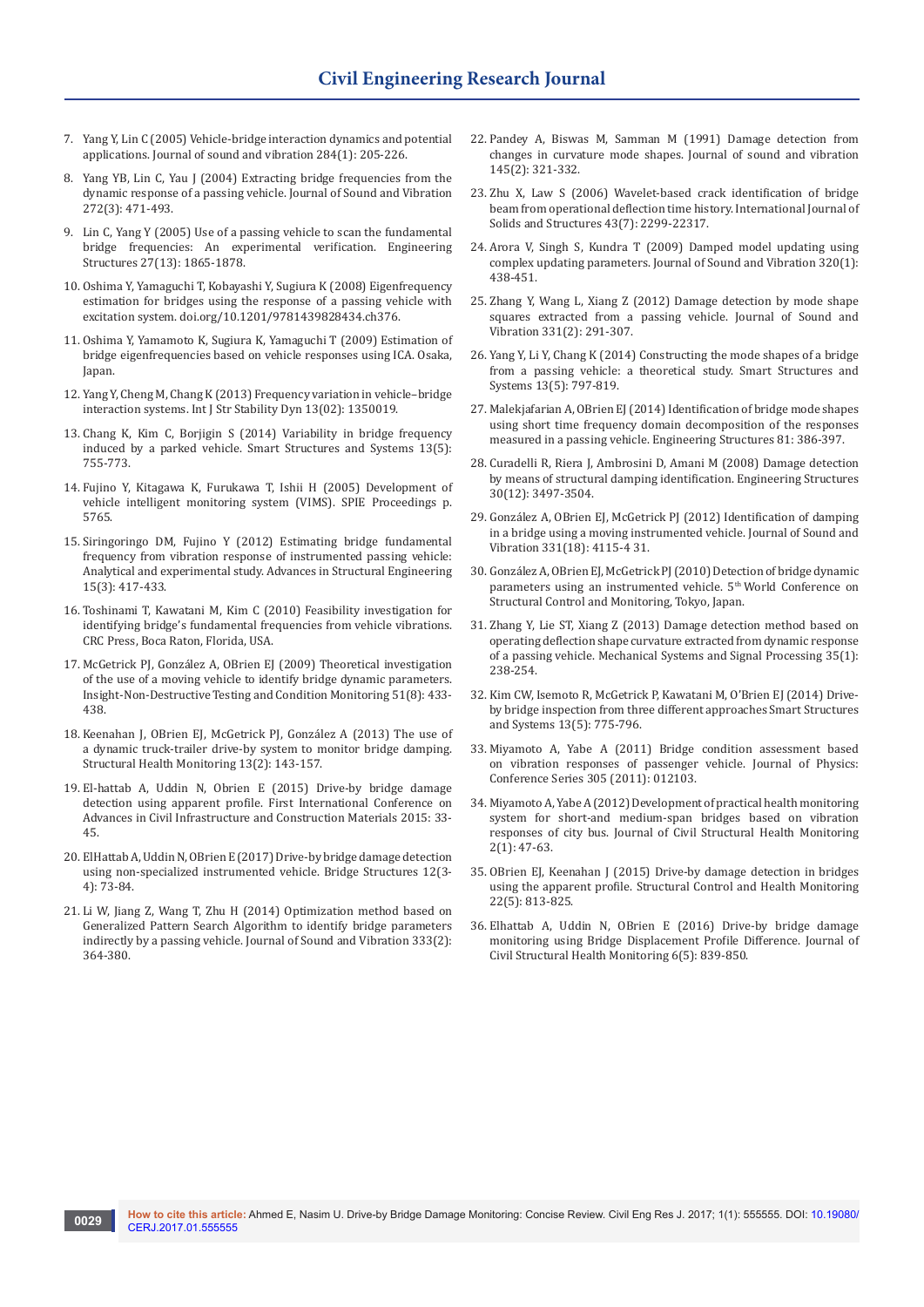7. Yang Y, Lin C (2005) Vehicle-bridge interaction dynamics and potential applications. Journal of sound and vibration 284(1): 205-226.
8. Yang YB, Lin C, Yau J (2004) Extracting bridge frequencies from the dynamic response of a passing vehicle. Journal of Sound and Vibration 272(3): 471-493.
9. Lin C, Yang Y (2005) Use of a passing vehicle to scan the fundamental bridge frequencies: An experimental verification. Engineering Structures 27(13): 1865-1878.
10. Oshima Y, Yamaguchi T, Kobayashi Y, Sugiura K (2008) Eigenfrequency estimation for bridges using the response of a passing vehicle with excitation system. doi.org/10.1201/9781439828434.ch376.
11. Oshima Y, Yamamoto K, Sugiura K, Yamaguchi T (2009) Estimation of bridge eigenfrequencies based on vehicle responses using ICA. Osaka, Japan.
12. Yang Y, Cheng M, Chang K (2013) Frequency variation in vehicle–bridge interaction systems. Int J Str Stability Dyn 13(02): 1350019.
13. Chang K, Kim C, Borjigin S (2014) Variability in bridge frequency induced by a parked vehicle. Smart Structures and Systems 13(5): 755-773.
14. Fujino Y, Kitagawa K, Furukawa T, Ishii H (2005) Development of vehicle intelligent monitoring system (VIMS). SPIE Proceedings p. 5765.
15. Siringoringo DM, Fujino Y (2012) Estimating bridge fundamental frequency from vibration response of instrumented passing vehicle: Analytical and experimental study. Advances in Structural Engineering 15(3): 417-433.
16. Toshinami T, Kawatani M, Kim C (2010) Feasibility investigation for identifying bridge's fundamental frequencies from vehicle vibrations. CRC Press, Boca Raton, Florida, USA.
17. McGetrick PJ, González A, OBrien EJ (2009) Theoretical investigation of the use of a moving vehicle to identify bridge dynamic parameters. Insight-Non-Destructive Testing and Condition Monitoring 51(8): 433-438.
18. Keenahan J, OBrien EJ, McGetrick PJ, González A (2013) The use of a dynamic truck-trailer drive-by system to monitor bridge damping. Structural Health Monitoring 13(2): 143-157.
19. El-hattab A, Uddin N, Obrien E (2015) Drive-by bridge damage detection using apparent profile. First International Conference on Advances in Civil Infrastructure and Construction Materials 2015: 33-45.
20. ElHattab A, Uddin N, OBrien E (2017) Drive-by bridge damage detection using non-specialized instrumented vehicle. Bridge Structures 12(3-4): 73-84.
21. Li W, Jiang Z, Wang T, Zhu H (2014) Optimization method based on Generalized Pattern Search Algorithm to identify bridge parameters indirectly by a passing vehicle. Journal of Sound and Vibration 333(2): 364-380.
22. Pandey A, Biswas M, Samman M (1991) Damage detection from changes in curvature mode shapes. Journal of sound and vibration 145(2): 321-332.
23. Zhu X, Law S (2006) Wavelet-based crack identification of bridge beam from operational deflection time history. International Journal of Solids and Structures 43(7): 2299-22317.
24. Arora V, Singh S, Kundra T (2009) Damped model updating using complex updating parameters. Journal of Sound and Vibration 320(1): 438-451.
25. Zhang Y, Wang L, Xiang Z (2012) Damage detection by mode shape squares extracted from a passing vehicle. Journal of Sound and Vibration 331(2): 291-307.
26. Yang Y, Li Y, Chang K (2014) Constructing the mode shapes of a bridge from a passing vehicle: a theoretical study. Smart Structures and Systems 13(5): 797-819.
27. Malekjafarian A, OBrien EJ (2014) Identification of bridge mode shapes using short time frequency domain decomposition of the responses measured in a passing vehicle. Engineering Structures 81: 386-397.
28. Curadelli R, Riera J, Ambrosini D, Amani M (2008) Damage detection by means of structural damping identification. Engineering Structures 30(12): 3497-3504.
29. González A, OBrien EJ, McGetrick PJ (2012) Identification of damping in a bridge using a moving instrumented vehicle. Journal of Sound and Vibration 331(18): 4115-4 31.
30. González A, OBrien EJ, McGetrick PJ (2010) Detection of bridge dynamic parameters using an instrumented vehicle. 5th World Conference on Structural Control and Monitoring, Tokyo, Japan.
31. Zhang Y, Lie ST, Xiang Z (2013) Damage detection method based on operating deflection shape curvature extracted from dynamic response of a passing vehicle. Mechanical Systems and Signal Processing 35(1): 238-254.
32. Kim CW, Isemoto R, McGetrick P, Kawatani M, O'Brien EJ (2014) Drive-by bridge inspection from three different approaches Smart Structures and Systems 13(5): 775-796.
33. Miyamoto A, Yabe A (2011) Bridge condition assessment based on vibration responses of passenger vehicle. Journal of Physics: Conference Series 305 (2011): 012103.
34. Miyamoto A, Yabe A (2012) Development of practical health monitoring system for short-and medium-span bridges based on vibration responses of city bus. Journal of Civil Structural Health Monitoring 2(1): 47-63.
35. OBrien EJ, Keenahan J (2015) Drive-by damage detection in bridges using the apparent profile. Structural Control and Health Monitoring 22(5): 813-825.
36. Elhattab A, Uddin N, OBrien E (2016) Drive-by bridge damage monitoring using Bridge Displacement Profile Difference. Journal of Civil Structural Health Monitoring 6(5): 839-850.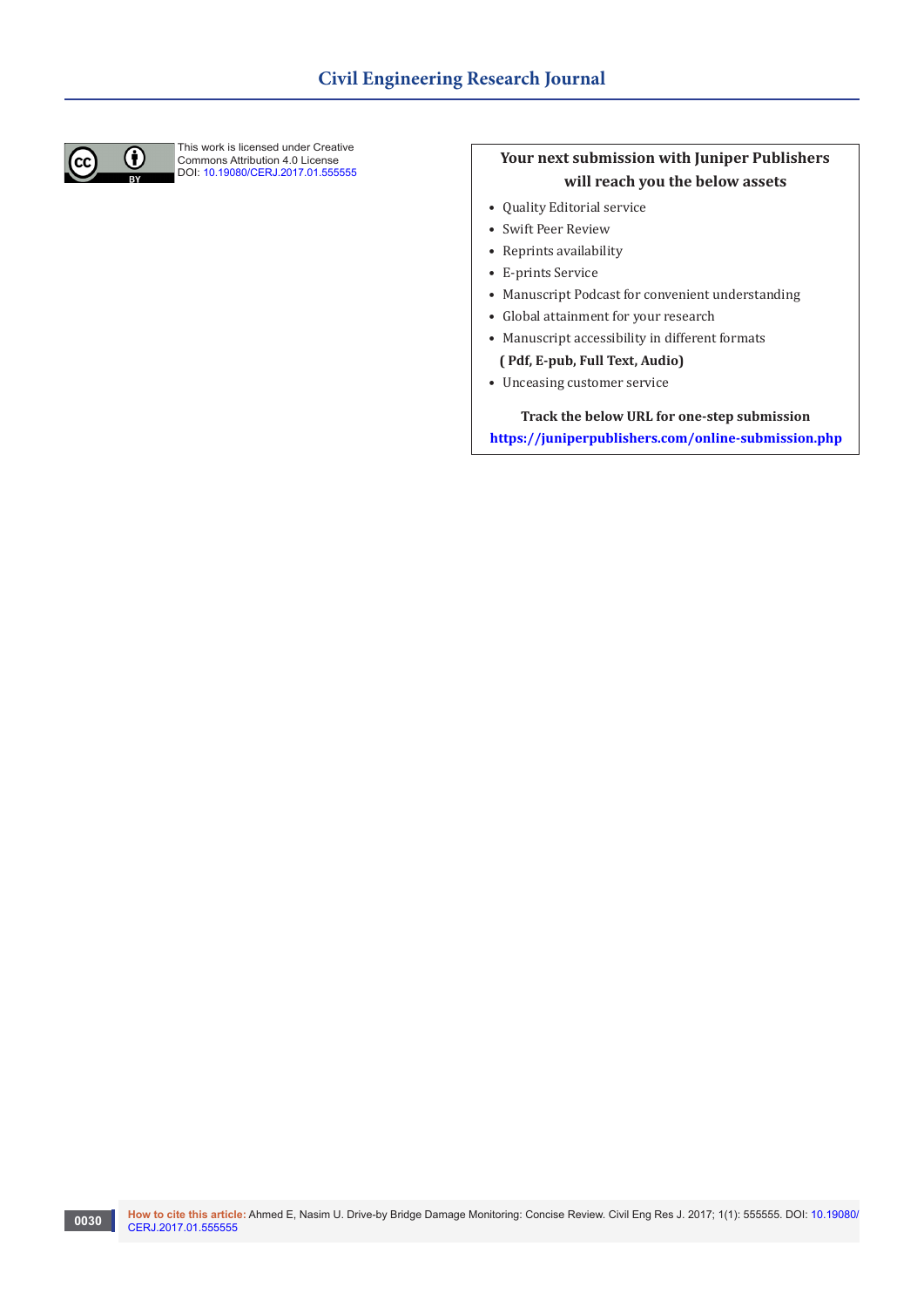This work is licensed under Creative Commons Attribution 4.0 License
DOI: 10.19080/CERJ.2017.01.555555

**Your next submission with Juniper Publishers will reach you the below assets**

- Quality Editorial service
- Swift Peer Review
- Reprints availability
- E-prints Service
- Manuscript Podcast for convenient understanding
- Global attainment for your research
- Manuscript accessibility in different formats

  **( Pdf, E-pub, Full Text, Audio)**
- Unceasing customer service

**Track the below URL for one-step submission**
**https://juniperpublishers.com/online-submission.php**

**How to cite this article:** Ahmed E, Nasim U. Drive-by Bridge Damage Monitoring: Concise Review. Civil Eng Res J. 2017; 1(1): 555555. DOI: 10.19080/CERJ.2017.01.555555